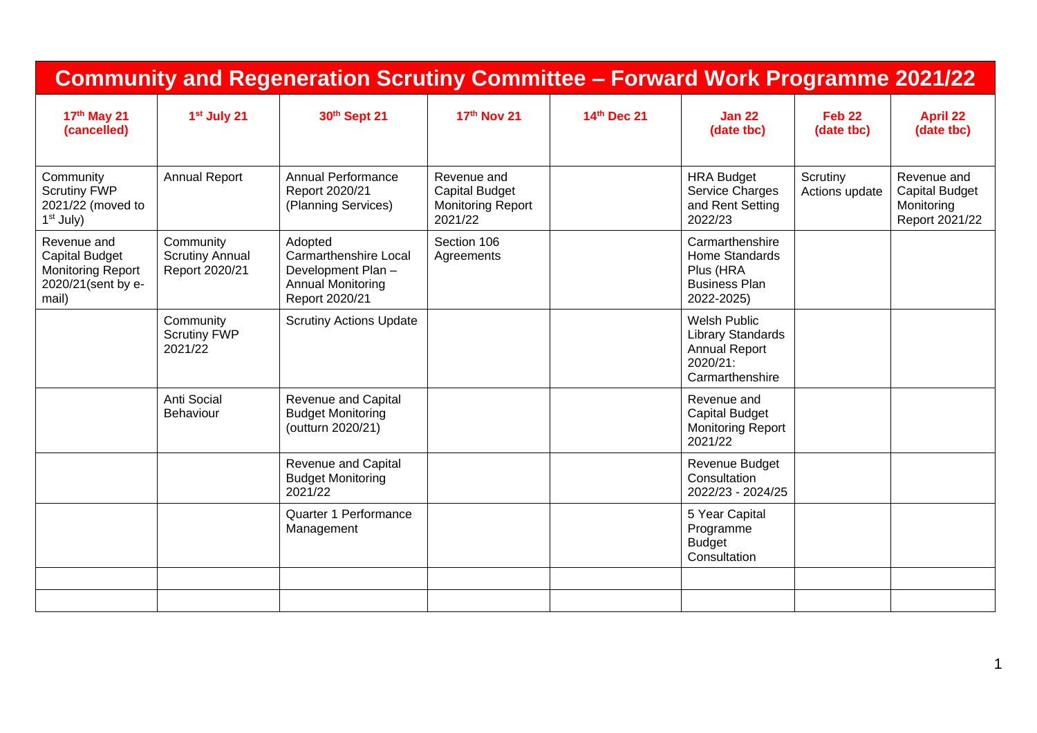# Community and Regeneration Scrutiny Committee – Forward Work Programme 2021/22

| 17th May 21 (cancelled) | 1st July 21 | 30th Sept 21 | 17th Nov 21 | 14th Dec 21 | Jan 22 (date tbc) | Feb 22 (date tbc) | April 22 (date tbc) |
|---|---|---|---|---|---|---|---|
| Community Scrutiny FWP 2021/22 (moved to 1st July) | Annual Report | Annual Performance Report 2020/21 (Planning Services) | Revenue and Capital Budget Monitoring Report 2021/22 | | HRA Budget Service Charges and Rent Setting 2022/23 | Scrutiny Actions update | Revenue and Capital Budget Monitoring Report 2021/22 |
| Revenue and Capital Budget Monitoring Report 2020/21(sent by e-mail) | Community Scrutiny Annual Report 2020/21 | Adopted Carmarthenshire Local Development Plan – Annual Monitoring Report 2020/21 | Section 106 Agreements | | Carmarthenshire Home Standards Plus (HRA Business Plan 2022-2025) | | |
| | Community Scrutiny FWP 2021/22 | Scrutiny Actions Update | | | Welsh Public Library Standards Annual Report 2020/21: Carmarthenshire | | |
| | Anti Social Behaviour | Revenue and Capital Budget Monitoring (outturn 2020/21) | | | Revenue and Capital Budget Monitoring Report 2021/22 | | |
| | | Revenue and Capital Budget Monitoring 2021/22 | | | Revenue Budget Consultation 2022/23 - 2024/25 | | |
| | | Quarter 1 Performance Management | | | 5 Year Capital Programme Budget Consultation | | |
| | | | | | | | |
| | | | | | | | |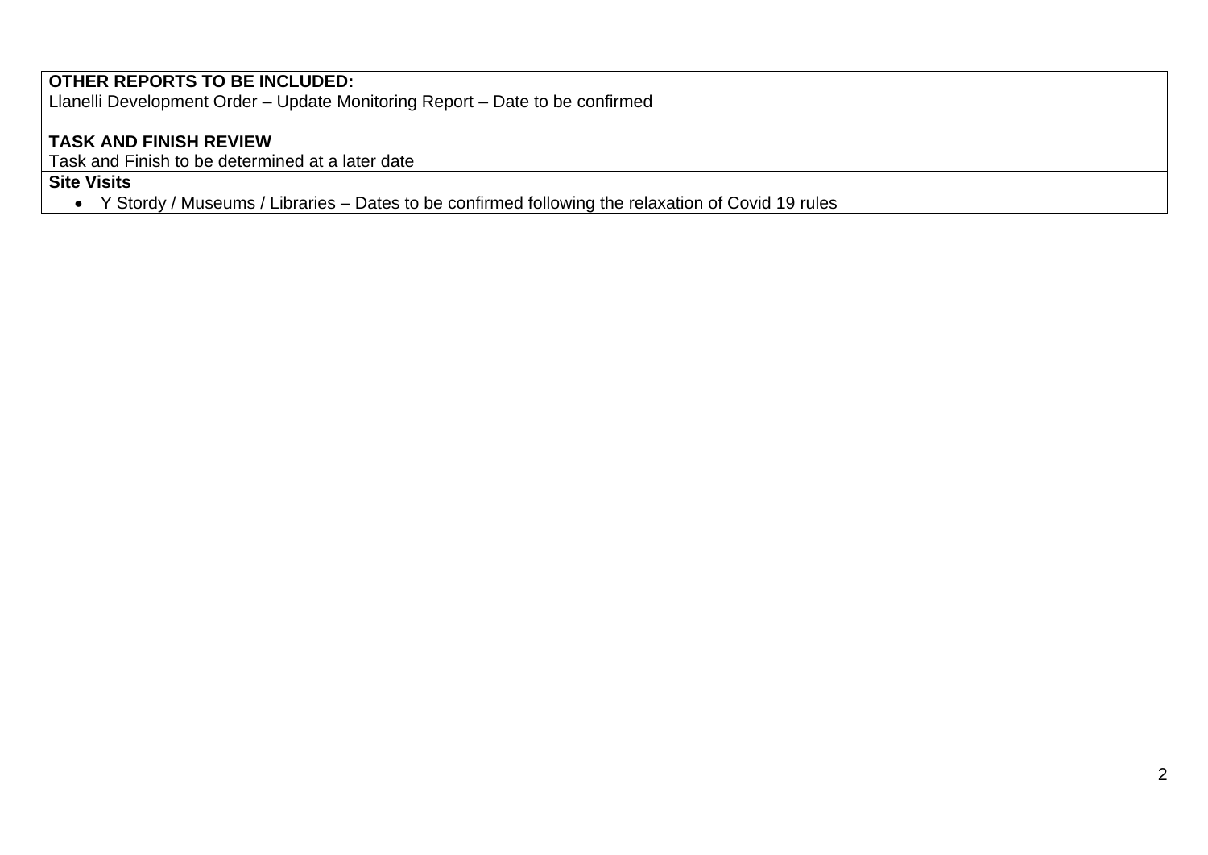**OTHER REPORTS TO BE INCLUDED:**
Llanelli Development Order – Update Monitoring Report – Date to be confirmed

**TASK AND FINISH REVIEW**
Task and Finish to be determined at a later date

**Site Visits**

- Y Stordy / Museums / Libraries – Dates to be confirmed following the relaxation of Covid 19 rules